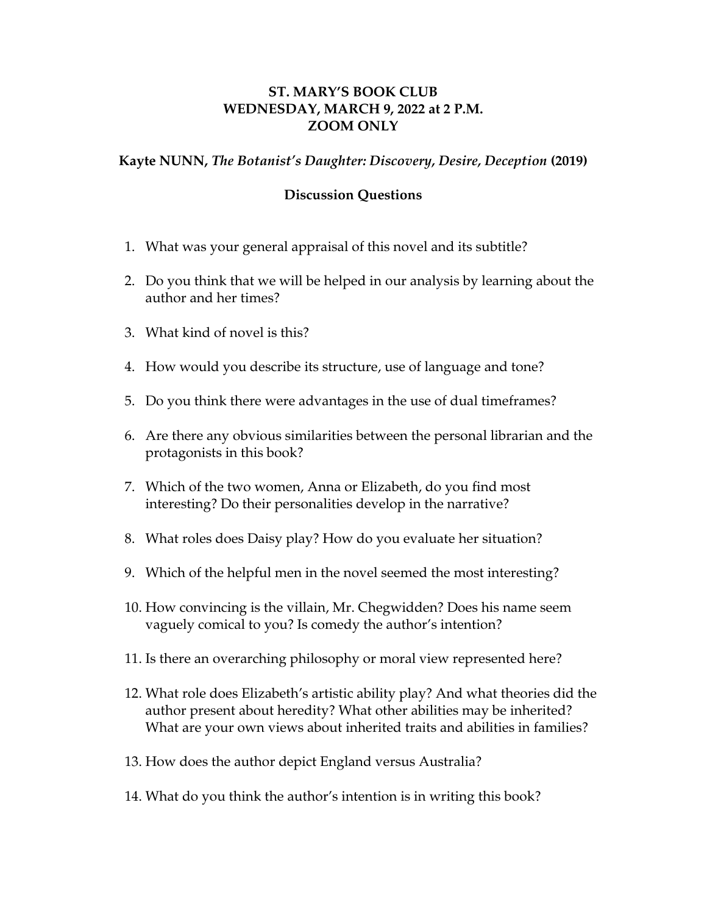**ST. MARY'S BOOK CLUB**
**WEDNESDAY, MARCH 9, 2022 at 2 P.M.**
**ZOOM ONLY**

**Kayte NUNN, *The Botanist's Daughter: Discovery, Desire, Deception* (2019)**

## Discussion Questions

1. What was your general appraisal of this novel and its subtitle?
2. Do you think that we will be helped in our analysis by learning about the author and her times?
3. What kind of novel is this?
4. How would you describe its structure, use of language and tone?
5. Do you think there were advantages in the use of dual timeframes?
6. Are there any obvious similarities between the personal librarian and the protagonists in this book?
7. Which of the two women, Anna or Elizabeth, do you find most interesting? Do their personalities develop in the narrative?
8. What roles does Daisy play? How do you evaluate her situation?
9. Which of the helpful men in the novel seemed the most interesting?
10. How convincing is the villain, Mr. Chegwidden? Does his name seem vaguely comical to you? Is comedy the author's intention?
11. Is there an overarching philosophy or moral view represented here?
12. What role does Elizabeth's artistic ability play? And what theories did the author present about heredity? What other abilities may be inherited? What are your own views about inherited traits and abilities in families?
13. How does the author depict England versus Australia?
14. What do you think the author's intention is in writing this book?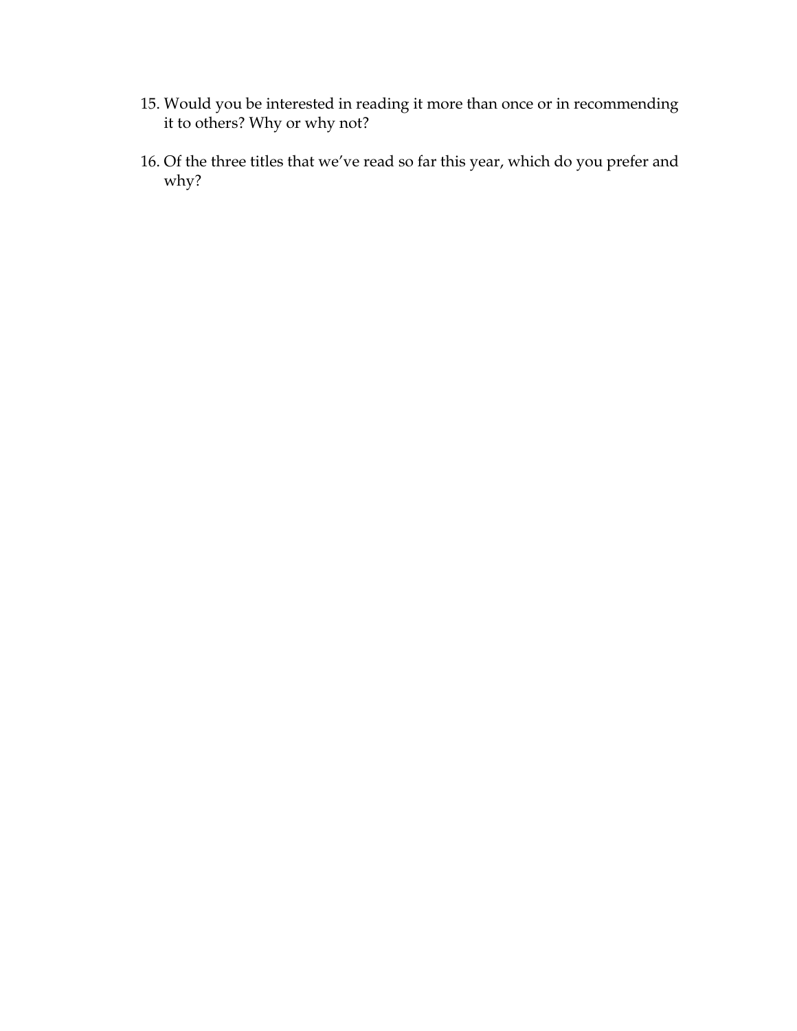15. Would you be interested in reading it more than once or in recommending it to others? Why or why not?

16. Of the three titles that we've read so far this year, which do you prefer and why?